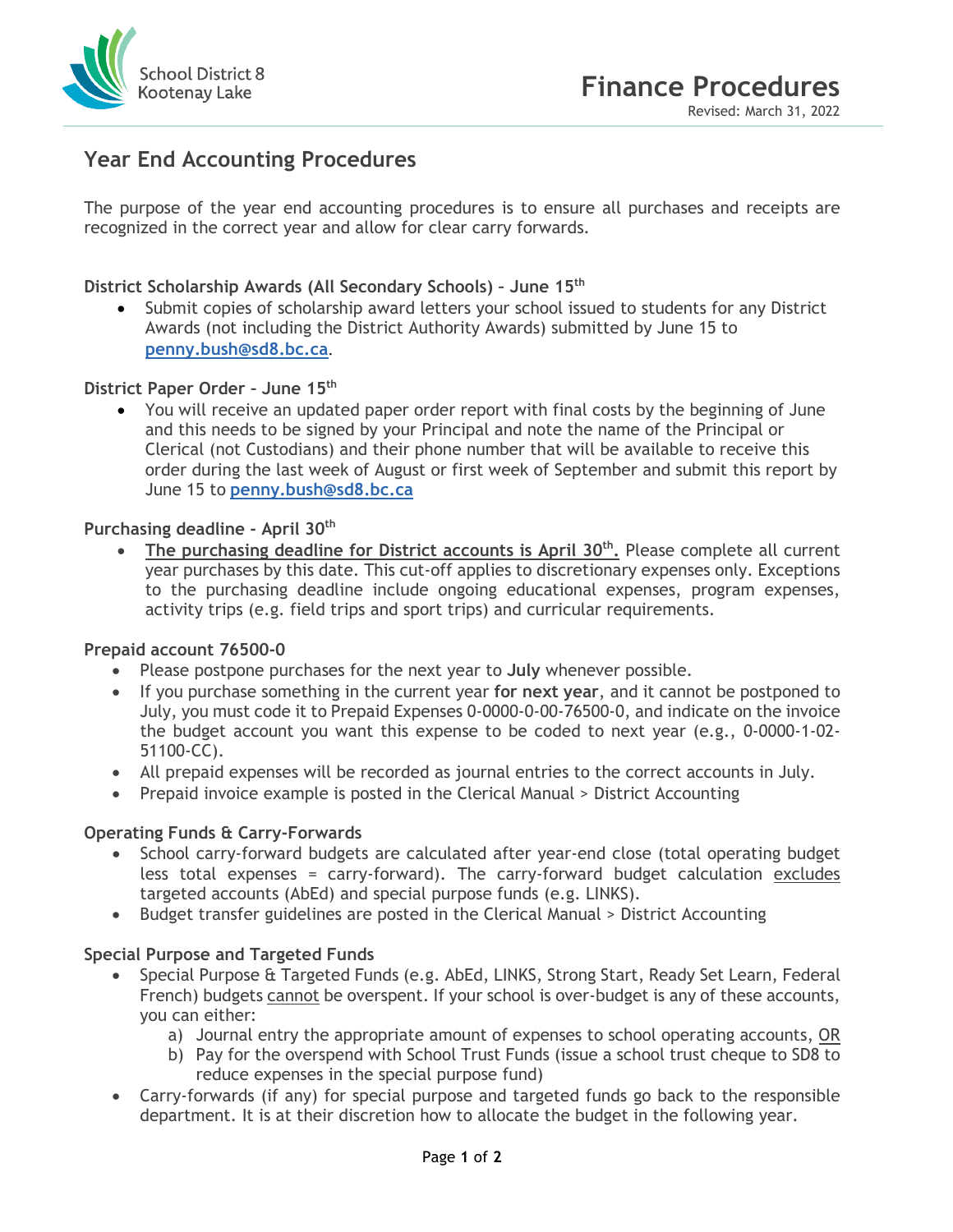School District 8 Kootenay Lake

# Finance Procedures

Revised: March 31, 2022

## Year End Accounting Procedures

The purpose of the year end accounting procedures is to ensure all purchases and receipts are recognized in the correct year and allow for clear carry forwards.

### District Scholarship Awards (All Secondary Schools) – June 15th

- Submit copies of scholarship award letters your school issued to students for any District Awards (not including the District Authority Awards) submitted by June 15 to **penny.bush@sd8.bc.ca**.

### District Paper Order – June 15th

- You will receive an updated paper order report with final costs by the beginning of June and this needs to be signed by your Principal and note the name of the Principal or Clerical (not Custodians) and their phone number that will be available to receive this order during the last week of August or first week of September and submit this report by June 15 to **penny.bush@sd8.bc.ca**

### Purchasing deadline - April 30th

- **The purchasing deadline for District accounts is April 30th.** Please complete all current year purchases by this date. This cut-off applies to discretionary expenses only. Exceptions to the purchasing deadline include ongoing educational expenses, program expenses, activity trips (e.g. field trips and sport trips) and curricular requirements.

### Prepaid account 76500-0

- Please postpone purchases for the next year to **July** whenever possible.
- If you purchase something in the current year **for next year**, and it cannot be postponed to July, you must code it to Prepaid Expenses 0-0000-0-00-76500-0, and indicate on the invoice the budget account you want this expense to be coded to next year (e.g., 0-0000-1-02-51100-CC).
- All prepaid expenses will be recorded as journal entries to the correct accounts in July.
- Prepaid invoice example is posted in the Clerical Manual > District Accounting

### Operating Funds & Carry-Forwards

- School carry-forward budgets are calculated after year-end close (total operating budget less total expenses = carry-forward). The carry-forward budget calculation excludes targeted accounts (AbEd) and special purpose funds (e.g. LINKS).
- Budget transfer guidelines are posted in the Clerical Manual > District Accounting

### Special Purpose and Targeted Funds

- Special Purpose & Targeted Funds (e.g. AbEd, LINKS, Strong Start, Ready Set Learn, Federal French) budgets cannot be overspent. If your school is over-budget is any of these accounts, you can either:
  a) Journal entry the appropriate amount of expenses to school operating accounts, OR
  b) Pay for the overspend with School Trust Funds (issue a school trust cheque to SD8 to reduce expenses in the special purpose fund)
- Carry-forwards (if any) for special purpose and targeted funds go back to the responsible department. It is at their discretion how to allocate the budget in the following year.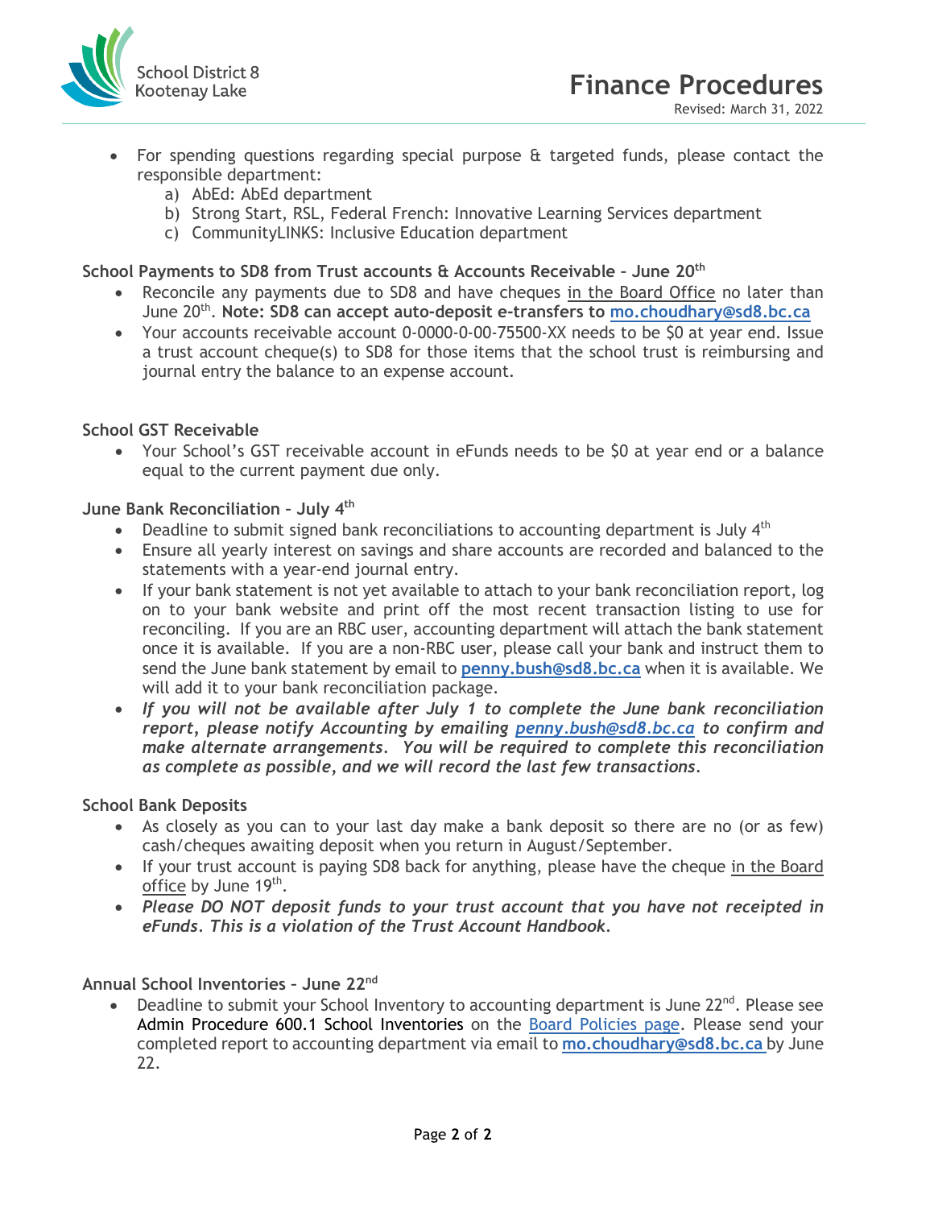- For spending questions regarding special purpose & targeted funds, please contact the responsible department:
    a) AbEd: AbEd department
    b) Strong Start, RSL, Federal French: Innovative Learning Services department
    c) CommunityLINKS: Inclusive Education department

**School Payments to SD8 from Trust accounts & Accounts Receivable – June 20th**

- Reconcile any payments due to SD8 and have cheques in the Board Office no later than June 20th. **Note: SD8 can accept auto-deposit e-transfers to mo.choudhary@sd8.bc.ca**
- Your accounts receivable account 0-0000-0-00-75500-XX needs to be $0 at year end. Issue a trust account cheque(s) to SD8 for those items that the school trust is reimbursing and journal entry the balance to an expense account.

**School GST Receivable**

- Your School's GST receivable account in eFunds needs to be $0 at year end or a balance equal to the current payment due only.

**June Bank Reconciliation – July 4th**

- Deadline to submit signed bank reconciliations to accounting department is July 4th
- Ensure all yearly interest on savings and share accounts are recorded and balanced to the statements with a year-end journal entry.
- If your bank statement is not yet available to attach to your bank reconciliation report, log on to your bank website and print off the most recent transaction listing to use for reconciling. If you are an RBC user, accounting department will attach the bank statement once it is available. If you are a non-RBC user, please call your bank and instruct them to send the June bank statement by email to **penny.bush@sd8.bc.ca** when it is available. We will add it to your bank reconciliation package.
- ***If you will not be available after July 1 to complete the June bank reconciliation report, please notify Accounting by emailing penny.bush@sd8.bc.ca to confirm and make alternate arrangements. You will be required to complete this reconciliation as complete as possible, and we will record the last few transactions.***

**School Bank Deposits**

- As closely as you can to your last day make a bank deposit so there are no (or as few) cash/cheques awaiting deposit when you return in August/September.
- If your trust account is paying SD8 back for anything, please have the cheque in the Board office by June 19th.
- ***Please DO NOT deposit funds to your trust account that you have not receipted in eFunds. This is a violation of the Trust Account Handbook.***

**Annual School Inventories – June 22nd**

- Deadline to submit your School Inventory to accounting department is June 22nd. Please see Admin Procedure 600.1 School Inventories on the Board Policies page. Please send your completed report to accounting department via email to **mo.choudhary@sd8.bc.ca** by June 22.